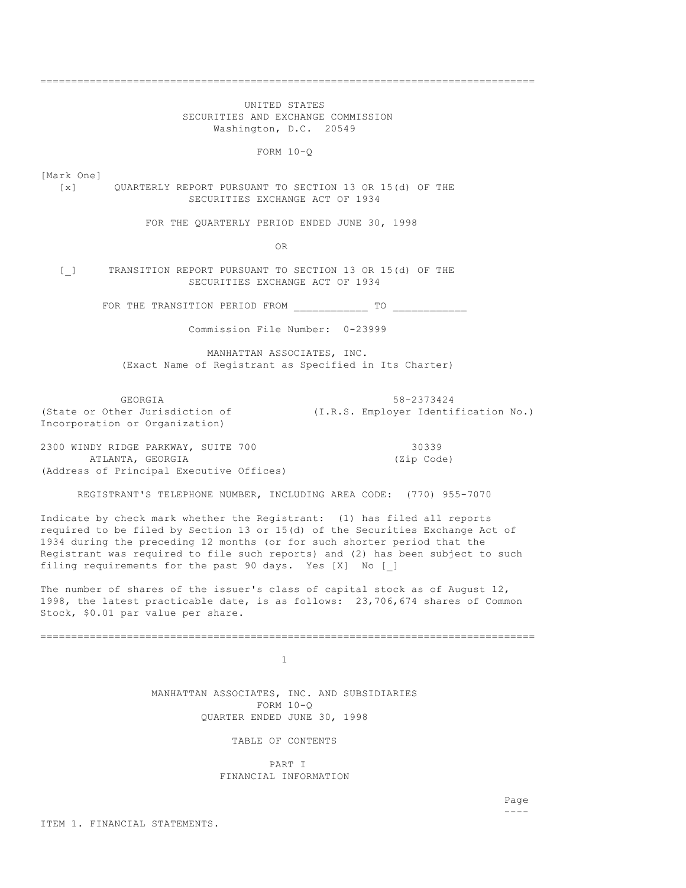UNITED STATES
SECURITIES AND EXCHANGE COMMISSION
Washington, D.C. 20549

# FORM 10-Q

[Mark One]

[x] QUARTERLY REPORT PURSUANT TO SECTION 13 OR 15(d) OF THE SECURITIES EXCHANGE ACT OF 1934

FOR THE QUARTERLY PERIOD ENDED JUNE 30, 1998

OR

[_] TRANSITION REPORT PURSUANT TO SECTION 13 OR 15(d) OF THE SECURITIES EXCHANGE ACT OF 1934

FOR THE TRANSITION PERIOD FROM ____________ TO ____________

Commission File Number: 0-23999

## MANHATTAN ASSOCIATES, INC.

(Exact Name of Registrant as Specified in Its Charter)

| | |
|---|---|
| GEORGIA | 58-2373424 |
| (State or Other Jurisdiction of Incorporation or Organization) | (I.R.S. Employer Identification No.) |
| 2300 WINDY RIDGE PARKWAY, SUITE 700 ATLANTA, GEORGIA | 30339 |
| (Address of Principal Executive Offices) | (Zip Code) |

REGISTRANT'S TELEPHONE NUMBER, INCLUDING AREA CODE: (770) 955-7070

Indicate by check mark whether the Registrant: (1) has filed all reports required to be filed by Section 13 or 15(d) of the Securities Exchange Act of 1934 during the preceding 12 months (or for such shorter period that the Registrant was required to file such reports) and (2) has been subject to such filing requirements for the past 90 days. Yes [X] No [_]

The number of shares of the issuer's class of capital stock as of August 12, 1998, the latest practicable date, is as follows: 23,706,674 shares of Common Stock, $0.01 par value per share.

---

MANHATTAN ASSOCIATES, INC. AND SUBSIDIARIES
FORM 10-Q
QUARTER ENDED JUNE 30, 1998

## TABLE OF CONTENTS

### PART I
### FINANCIAL INFORMATION

| | Page |
|---|---|
| ITEM 1. FINANCIAL STATEMENTS. | |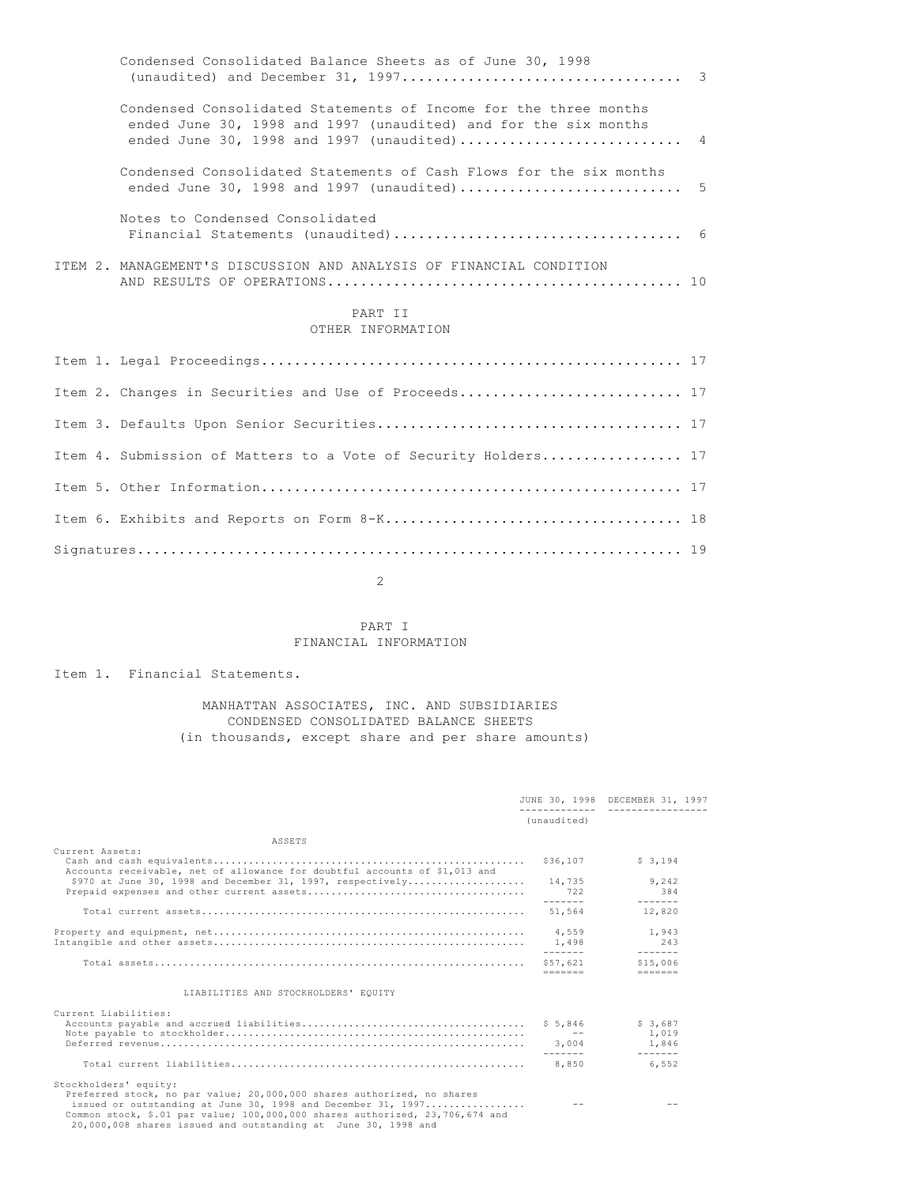| | |
|---|---|
| Condensed Consolidated Balance Sheets as of June 30, 1998 (unaudited) and December 31, 1997 | 3 |
| Condensed Consolidated Statements of Income for the three months ended June 30, 1998 and 1997 (unaudited) and for the six months ended June 30, 1998 and 1997 (unaudited) | 4 |
| Condensed Consolidated Statements of Cash Flows for the six months ended June 30, 1998 and 1997 (unaudited) | 5 |
| Notes to Condensed Consolidated Financial Statements (unaudited) | 6 |
| ITEM 2. MANAGEMENT'S DISCUSSION AND ANALYSIS OF FINANCIAL CONDITION AND RESULTS OF OPERATIONS | 10 |

## PART II
## OTHER INFORMATION

| | |
|---|---|
| Item 1. Legal Proceedings | 17 |
| Item 2. Changes in Securities and Use of Proceeds | 17 |
| Item 3. Defaults Upon Senior Securities | 17 |
| Item 4. Submission of Matters to a Vote of Security Holders | 17 |
| Item 5. Other Information | 17 |
| Item 6. Exhibits and Reports on Form 8-K | 18 |
| Signatures | 19 |

## PART I
## FINANCIAL INFORMATION

Item 1. Financial Statements.

### MANHATTAN ASSOCIATES, INC. AND SUBSIDIARIES
### CONDENSED CONSOLIDATED BALANCE SHEETS
(in thousands, except share and per share amounts)

| | JUNE 30, 1998 (unaudited) | DECEMBER 31, 1997 |
|---|---|---|
| **ASSETS** | | |
| Current Assets: | | |
| Cash and cash equivalents | $36,107 | $ 3,194 |
| Accounts receivable, net of allowance for doubtful accounts of $1,013 and $970 at June 30, 1998 and December 31, 1997, respectively | 14,735 | 9,242 |
| Prepaid expenses and other current assets | 722 | 384 |
| Total current assets | 51,564 | 12,820 |
| Property and equipment, net | 4,559 | 1,943 |
| Intangible and other assets | 1,498 | 243 |
| Total assets | $57,621 | $15,006 |
| **LIABILITIES AND STOCKHOLDERS' EQUITY** | | |
| Current Liabilities: | | |
| Accounts payable and accrued liabilities | $ 5,846 | $ 3,687 |
| Note payable to stockholder | -- | 1,019 |
| Deferred revenue | 3,004 | 1,846 |
| Total current liabilities | 8,850 | 6,552 |
| Stockholders' equity: | | |
| Preferred stock, no par value; 20,000,000 shares authorized, no shares issued or outstanding at June 30, 1998 and December 31, 1997 | -- | -- |
| Common stock, $.01 par value; 100,000,000 shares authorized, 23,706,674 and 20,000,008 shares issued and outstanding at June 30, 1998 and | | |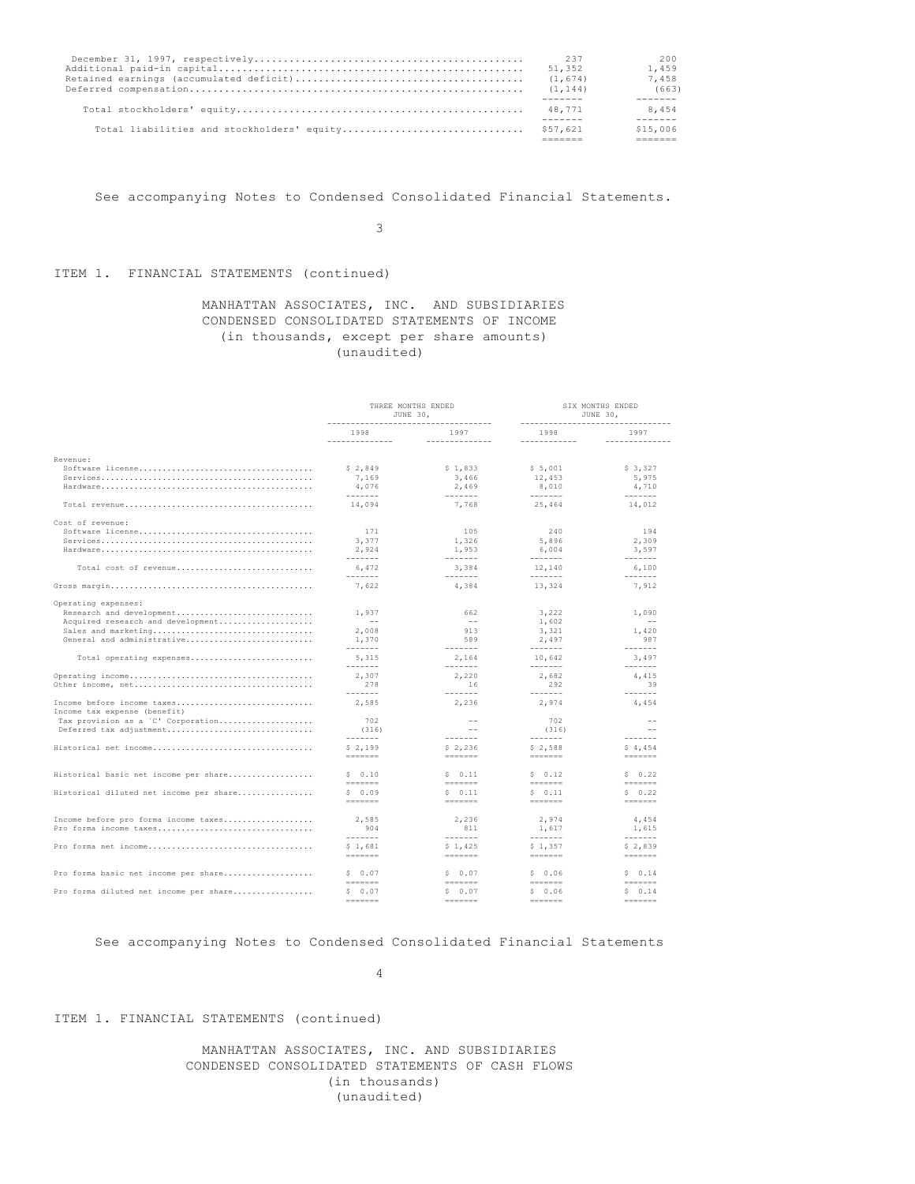| | | |
|---|---|---|
| December 31, 1997, respectively | 237 | 200 |
| Additional paid-in capital | 51,352 | 1,459 |
| Retained earnings (accumulated deficit) | (1,674) | 7,458 |
| Deferred compensation | (1,144) | (663) |
| Total stockholders' equity | 48,771 | 8,454 |
| Total liabilities and stockholders' equity | $57,621 | $15,006 |

See accompanying Notes to Condensed Consolidated Financial Statements.

ITEM 1. FINANCIAL STATEMENTS (continued)

MANHATTAN ASSOCIATES, INC. AND SUBSIDIARIES
CONDENSED CONSOLIDATED STATEMENTS OF INCOME
(in thousands, except per share amounts)
(unaudited)

| | THREE MONTHS ENDED JUNE 30, | | SIX MONTHS ENDED JUNE 30, | |
|---|---|---|---|---|
| | 1998 | 1997 | 1998 | 1997 |
| Revenue: | | | | |
| Software license | $ 2,849 | $ 1,833 | $ 5,001 | $ 3,327 |
| Services | 7,169 | 3,466 | 12,453 | 5,975 |
| Hardware | 4,076 | 2,469 | 8,010 | 4,710 |
| Total revenue | 14,094 | 7,768 | 25,464 | 14,012 |
| Cost of revenue: | | | | |
| Software license | 171 | 105 | 240 | 194 |
| Services | 3,377 | 1,326 | 5,896 | 2,309 |
| Hardware | 2,924 | 1,953 | 6,004 | 3,597 |
| Total cost of revenue | 6,472 | 3,384 | 12,140 | 6,100 |
| Gross margin | 7,622 | 4,384 | 13,324 | 7,912 |
| Operating expenses: | | | | |
| Research and development | 1,937 | 662 | 3,222 | 1,090 |
| Acquired research and development | -- | -- | 1,602 | -- |
| Sales and marketing | 2,008 | 913 | 3,321 | 1,420 |
| General and administrative | 1,370 | 589 | 2,497 | 987 |
| Total operating expenses | 5,315 | 2,164 | 10,642 | 3,497 |
| Operating income | 2,307 | 2,220 | 2,682 | 4,415 |
| Other income, net | 278 | 16 | 292 | 39 |
| Income before income taxes | 2,585 | 2,236 | 2,974 | 4,454 |
| Income tax expense (benefit) | | | | |
| Tax provision as a 'C' Corporation | 702 | -- | 702 | -- |
| Deferred tax adjustment | (316) | -- | (316) | -- |
| Historical net income | $ 2,199 | $ 2,236 | $ 2,588 | $ 4,454 |
| Historical basic net income per share | $ 0.10 | $ 0.11 | $ 0.12 | $ 0.22 |
| Historical diluted net income per share | $ 0.09 | $ 0.11 | $ 0.11 | $ 0.22 |
| Income before pro forma income taxes | 2,585 | 2,236 | 2,974 | 4,454 |
| Pro forma income taxes | 904 | 811 | 1,617 | 1,615 |
| Pro forma net income | $ 1,681 | $ 1,425 | $ 1,357 | $ 2,839 |
| Pro forma basic net income per share | $ 0.07 | $ 0.07 | $ 0.06 | $ 0.14 |
| Pro forma diluted net income per share | $ 0.07 | $ 0.07 | $ 0.06 | $ 0.14 |

See accompanying Notes to Condensed Consolidated Financial Statements

ITEM 1. FINANCIAL STATEMENTS (continued)

MANHATTAN ASSOCIATES, INC. AND SUBSIDIARIES
CONDENSED CONSOLIDATED STATEMENTS OF CASH FLOWS
(in thousands)
(unaudited)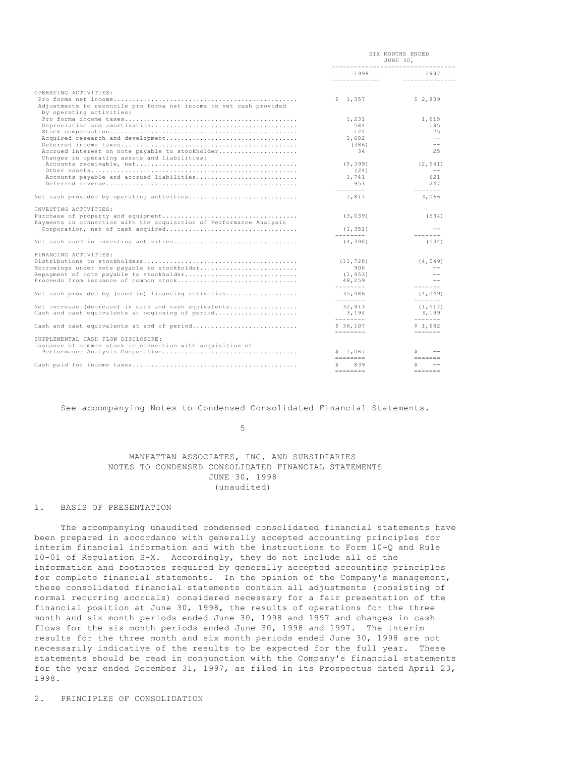| | SIX MONTHS ENDED JUNE 30, | |
|---|---|---|
| | 1998 | 1997 |
| OPERATING ACTIVITIES: | | |
| Pro forma net income | $ 1,357 | $ 2,839 |
| Adjustments to reconcile pro forma net income to net cash provided by operating activities: | | |
| Pro forma income taxes | 1,231 | 1,615 |
| Depreciation and amortization | 584 | 185 |
| Stock compensation | 124 | 75 |
| Acquired research and development | 1,602 | -- |
| Deferred income taxes | (386) | -- |
| Accrued interest on note payable to stockholder | 34 | 25 |
| Changes in operating assets and liabilities: | | |
| Accounts receivable, net | (5,399) | (2,541) |
| Other assets | (24) | -- |
| Accounts payable and accrued liabilities | 1,741 | 621 |
| Deferred revenue | 953 | 247 |
| Net cash provided by operating activities | 1,817 | 3,066 |
| INVESTING ACTIVITIES: | | |
| Purchase of property and equipment | (3,039) | (534) |
| Payments in connection with the acquisition of Performance Analysis Corporation, net of cash acquired | (1,351) | -- |
| Net cash used in investing activities | (4,390) | (534) |
| FINANCING ACTIVITIES: | | |
| Distributions to stockholders | (11,720) | (4,049) |
| Borrowings under note payable to stockholder | 900 | -- |
| Repayment of note payable to stockholder | (1,953) | -- |
| Proceeds from issuance of common stock | 48,259 | -- |
| Net cash provided by (used in) financing activities | 35,486 | (4,049) |
| Net increase (decrease) in cash and cash equivalents | 32,913 | (1,517) |
| Cash and cash equivalents at beginning of period | 3,194 | 3,199 |
| Cash and cash equivalents at end of period | $ 36,107 | $ 1,682 |
| SUPPLEMENTAL CASH FLOW DISCLOSURE: | | |
| Issuance of common stock in connection with acquisition of Performance Analysis Corporation | $ 1,067 | $ -- |
| Cash paid for income taxes | $ 839 | $ -- |

See accompanying Notes to Condensed Consolidated Financial Statements.

## MANHATTAN ASSOCIATES, INC. AND SUBSIDIARIES
## NOTES TO CONDENSED CONSOLIDATED FINANCIAL STATEMENTS
## JUNE 30, 1998
## (unaudited)

### 1. BASIS OF PRESENTATION

The accompanying unaudited condensed consolidated financial statements have been prepared in accordance with generally accepted accounting principles for interim financial information and with the instructions to Form 10-Q and Rule 10-01 of Regulation S-X. Accordingly, they do not include all of the information and footnotes required by generally accepted accounting principles for complete financial statements. In the opinion of the Company's management, these consolidated financial statements contain all adjustments (consisting of normal recurring accruals) considered necessary for a fair presentation of the financial position at June 30, 1998, the results of operations for the three month and six month periods ended June 30, 1998 and 1997 and changes in cash flows for the six month periods ended June 30, 1998 and 1997. The interim results for the three month and six month periods ended June 30, 1998 are not necessarily indicative of the results to be expected for the full year. These statements should be read in conjunction with the Company's financial statements for the year ended December 31, 1997, as filed in its Prospectus dated April 23, 1998.

### 2. PRINCIPLES OF CONSOLIDATION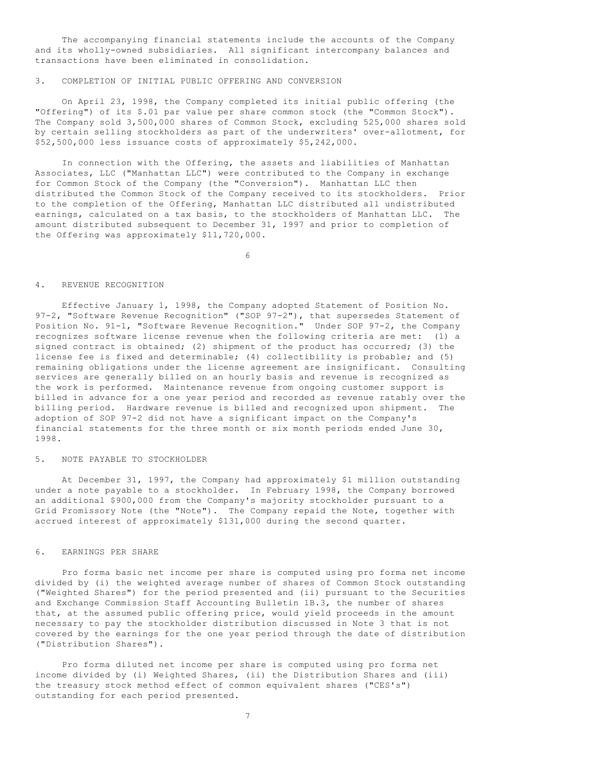The accompanying financial statements include the accounts of the Company and its wholly-owned subsidiaries. All significant intercompany balances and transactions have been eliminated in consolidation.

## 3. COMPLETION OF INITIAL PUBLIC OFFERING AND CONVERSION

On April 23, 1998, the Company completed its initial public offering (the "Offering") of its $.01 par value per share common stock (the "Common Stock"). The Company sold 3,500,000 shares of Common Stock, excluding 525,000 shares sold by certain selling stockholders as part of the underwriters' over-allotment, for $52,500,000 less issuance costs of approximately $5,242,000.

In connection with the Offering, the assets and liabilities of Manhattan Associates, LLC ("Manhattan LLC") were contributed to the Company in exchange for Common Stock of the Company (the "Conversion"). Manhattan LLC then distributed the Common Stock of the Company received to its stockholders. Prior to the completion of the Offering, Manhattan LLC distributed all undistributed earnings, calculated on a tax basis, to the stockholders of Manhattan LLC. The amount distributed subsequent to December 31, 1997 and prior to completion of the Offering was approximately $11,720,000.

## 4. REVENUE RECOGNITION

Effective January 1, 1998, the Company adopted Statement of Position No. 97-2, "Software Revenue Recognition" ("SOP 97-2"), that supersedes Statement of Position No. 91-1, "Software Revenue Recognition." Under SOP 97-2, the Company recognizes software license revenue when the following criteria are met: (1) a signed contract is obtained; (2) shipment of the product has occurred; (3) the license fee is fixed and determinable; (4) collectibility is probable; and (5) remaining obligations under the license agreement are insignificant. Consulting services are generally billed on an hourly basis and revenue is recognized as the work is performed. Maintenance revenue from ongoing customer support is billed in advance for a one year period and recorded as revenue ratably over the billing period. Hardware revenue is billed and recognized upon shipment. The adoption of SOP 97-2 did not have a significant impact on the Company's financial statements for the three month or six month periods ended June 30, 1998.

## 5. NOTE PAYABLE TO STOCKHOLDER

At December 31, 1997, the Company had approximately $1 million outstanding under a note payable to a stockholder. In February 1998, the Company borrowed an additional $900,000 from the Company's majority stockholder pursuant to a Grid Promissory Note (the "Note"). The Company repaid the Note, together with accrued interest of approximately $131,000 during the second quarter.

## 6. EARNINGS PER SHARE

Pro forma basic net income per share is computed using pro forma net income divided by (i) the weighted average number of shares of Common Stock outstanding ("Weighted Shares") for the period presented and (ii) pursuant to the Securities and Exchange Commission Staff Accounting Bulletin 1B.3, the number of shares that, at the assumed public offering price, would yield proceeds in the amount necessary to pay the stockholder distribution discussed in Note 3 that is not covered by the earnings for the one year period through the date of distribution ("Distribution Shares").

Pro forma diluted net income per share is computed using pro forma net income divided by (i) Weighted Shares, (ii) the Distribution Shares and (iii) the treasury stock method effect of common equivalent shares ("CES's") outstanding for each period presented.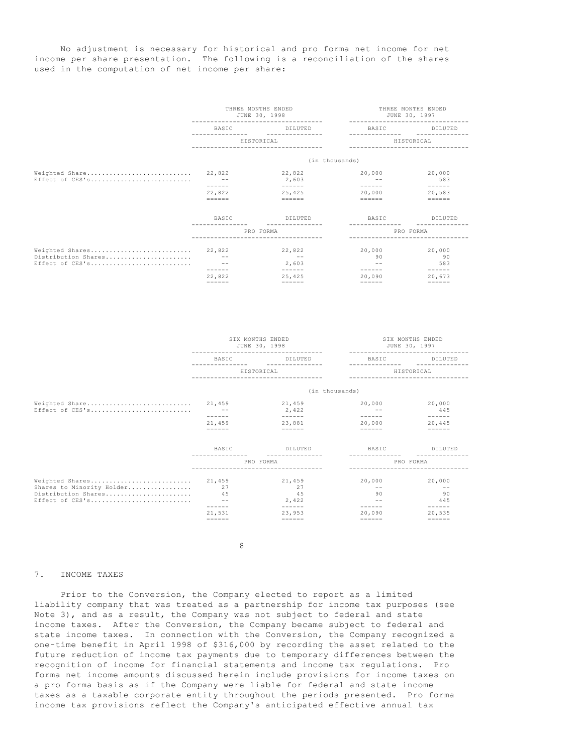No adjustment is necessary for historical and pro forma net income for net income per share presentation. The following is a reconciliation of the shares used in the computation of net income per share:

| | THREE MONTHS ENDED JUNE 30, 1998 | | THREE MONTHS ENDED JUNE 30, 1997 | |
|---|---|---|---|---|
| | BASIC | DILUTED | BASIC | DILUTED |
| | HISTORICAL | | HISTORICAL | |
| | (in thousands) | | | |
| Weighted Share | 22,822 | 22,822 | 20,000 | 20,000 |
| Effect of CES's | -- | 2,603 | -- | 583 |
| | 22,822 | 25,425 | 20,000 | 20,583 |
| | BASIC | DILUTED | BASIC | DILUTED |
| | PRO FORMA | | PRO FORMA | |
| Weighted Shares | 22,822 | 22,822 | 20,000 | 20,000 |
| Distribution Shares | -- | -- | 90 | 90 |
| Effect of CES's | -- | 2,603 | -- | 583 |
| | 22,822 | 25,425 | 20,090 | 20,673 |

| | SIX MONTHS ENDED JUNE 30, 1998 | | SIX MONTHS ENDED JUNE 30, 1997 | |
|---|---|---|---|---|
| | BASIC | DILUTED | BASIC | DILUTED |
| | HISTORICAL | | HISTORICAL | |
| | (in thousands) | | | |
| Weighted Share | 21,459 | 21,459 | 20,000 | 20,000 |
| Effect of CES's | -- | 2,422 | -- | 445 |
| | 21,459 | 23,881 | 20,000 | 20,445 |
| | BASIC | DILUTED | BASIC | DILUTED |
| | PRO FORMA | | PRO FORMA | |
| Weighted Shares | 21,459 | 21,459 | 20,000 | 20,000 |
| Shares to Minority Holder | 27 | 27 | -- | -- |
| Distribution Shares | 45 | 45 | 90 | 90 |
| Effect of CES's | -- | 2,422 | -- | 445 |
| | 21,531 | 23,953 | 20,090 | 20,535 |

## 7. INCOME TAXES

Prior to the Conversion, the Company elected to report as a limited liability company that was treated as a partnership for income tax purposes (see Note 3), and as a result, the Company was not subject to federal and state income taxes. After the Conversion, the Company became subject to federal and state income taxes. In connection with the Conversion, the Company recognized a one-time benefit in April 1998 of $316,000 by recording the asset related to the future reduction of income tax payments due to temporary differences between the recognition of income for financial statements and income tax regulations. Pro forma net income amounts discussed herein include provisions for income taxes on a pro forma basis as if the Company were liable for federal and state income taxes as a taxable corporate entity throughout the periods presented. Pro forma income tax provisions reflect the Company's anticipated effective annual tax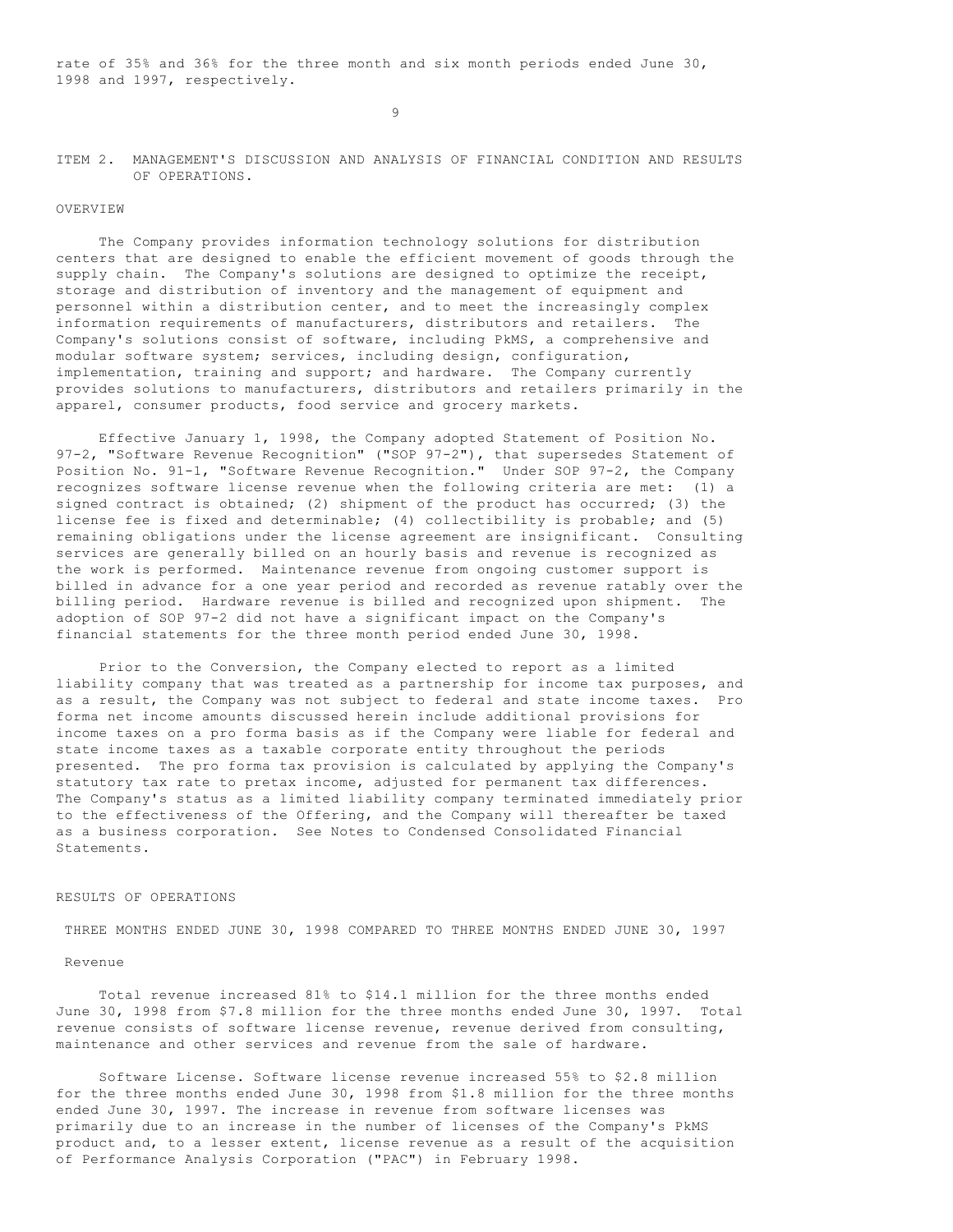rate of 35% and 36% for the three month and six month periods ended June 30, 1998 and 1997, respectively.

## ITEM 2. MANAGEMENT'S DISCUSSION AND ANALYSIS OF FINANCIAL CONDITION AND RESULTS OF OPERATIONS.

### OVERVIEW

The Company provides information technology solutions for distribution centers that are designed to enable the efficient movement of goods through the supply chain. The Company's solutions are designed to optimize the receipt, storage and distribution of inventory and the management of equipment and personnel within a distribution center, and to meet the increasingly complex information requirements of manufacturers, distributors and retailers. The Company's solutions consist of software, including PkMS, a comprehensive and modular software system; services, including design, configuration, implementation, training and support; and hardware. The Company currently provides solutions to manufacturers, distributors and retailers primarily in the apparel, consumer products, food service and grocery markets.

Effective January 1, 1998, the Company adopted Statement of Position No. 97-2, "Software Revenue Recognition" ("SOP 97-2"), that supersedes Statement of Position No. 91-1, "Software Revenue Recognition." Under SOP 97-2, the Company recognizes software license revenue when the following criteria are met: (1) a signed contract is obtained; (2) shipment of the product has occurred; (3) the license fee is fixed and determinable; (4) collectibility is probable; and (5) remaining obligations under the license agreement are insignificant. Consulting services are generally billed on an hourly basis and revenue is recognized as the work is performed. Maintenance revenue from ongoing customer support is billed in advance for a one year period and recorded as revenue ratably over the billing period. Hardware revenue is billed and recognized upon shipment. The adoption of SOP 97-2 did not have a significant impact on the Company's financial statements for the three month period ended June 30, 1998.

Prior to the Conversion, the Company elected to report as a limited liability company that was treated as a partnership for income tax purposes, and as a result, the Company was not subject to federal and state income taxes. Pro forma net income amounts discussed herein include additional provisions for income taxes on a pro forma basis as if the Company were liable for federal and state income taxes as a taxable corporate entity throughout the periods presented. The pro forma tax provision is calculated by applying the Company's statutory tax rate to pretax income, adjusted for permanent tax differences. The Company's status as a limited liability company terminated immediately prior to the effectiveness of the Offering, and the Company will thereafter be taxed as a business corporation. See Notes to Condensed Consolidated Financial Statements.

### RESULTS OF OPERATIONS

#### THREE MONTHS ENDED JUNE 30, 1998 COMPARED TO THREE MONTHS ENDED JUNE 30, 1997

##### Revenue

Total revenue increased 81% to $14.1 million for the three months ended June 30, 1998 from $7.8 million for the three months ended June 30, 1997. Total revenue consists of software license revenue, revenue derived from consulting, maintenance and other services and revenue from the sale of hardware.

Software License. Software license revenue increased 55% to $2.8 million for the three months ended June 30, 1998 from $1.8 million for the three months ended June 30, 1997. The increase in revenue from software licenses was primarily due to an increase in the number of licenses of the Company's PkMS product and, to a lesser extent, license revenue as a result of the acquisition of Performance Analysis Corporation ("PAC") in February 1998.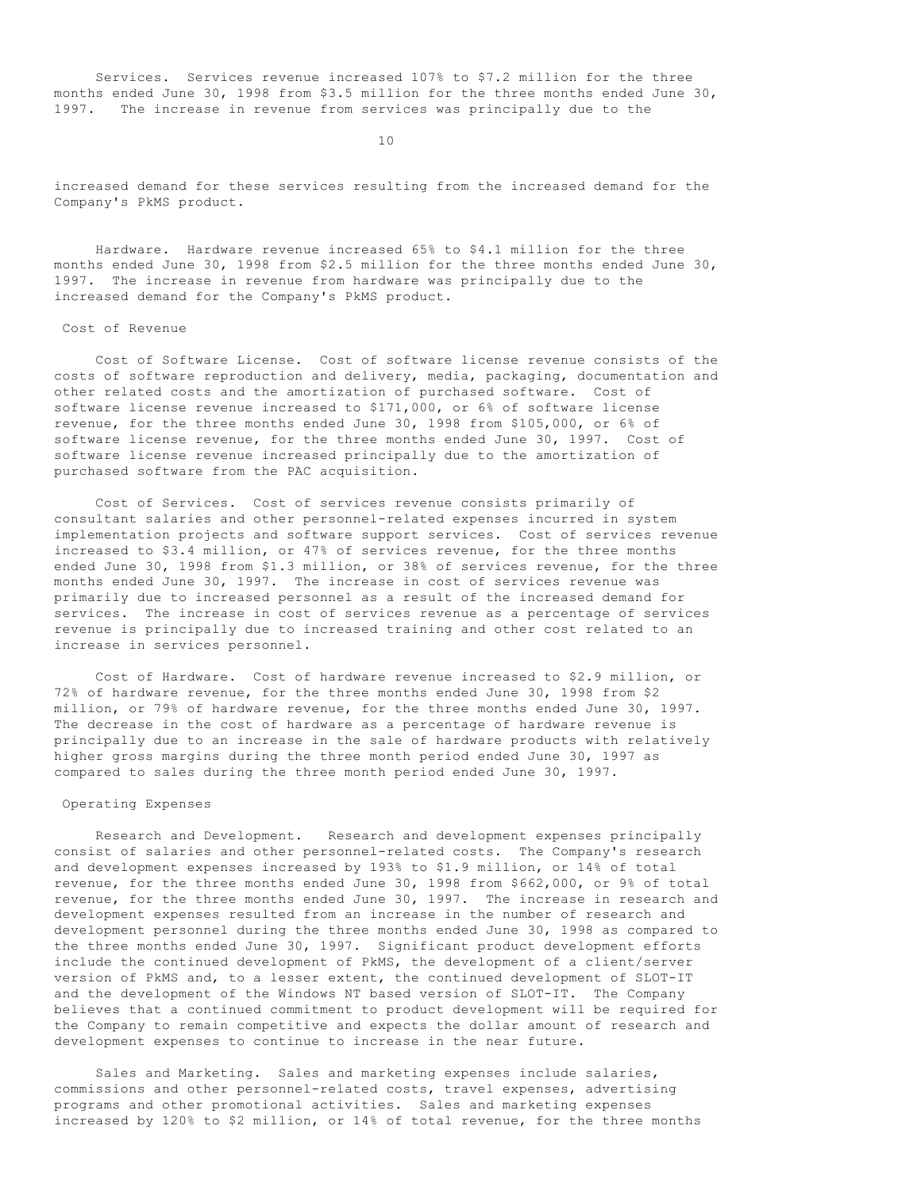Services. Services revenue increased 107% to $7.2 million for the three months ended June 30, 1998 from $3.5 million for the three months ended June 30, 1997. The increase in revenue from services was principally due to the increased demand for these services resulting from the increased demand for the Company's PkMS product.

Hardware. Hardware revenue increased 65% to $4.1 million for the three months ended June 30, 1998 from $2.5 million for the three months ended June 30, 1997. The increase in revenue from hardware was principally due to the increased demand for the Company's PkMS product.

## Cost of Revenue

Cost of Software License. Cost of software license revenue consists of the costs of software reproduction and delivery, media, packaging, documentation and other related costs and the amortization of purchased software. Cost of software license revenue increased to $171,000, or 6% of software license revenue, for the three months ended June 30, 1998 from $105,000, or 6% of software license revenue, for the three months ended June 30, 1997. Cost of software license revenue increased principally due to the amortization of purchased software from the PAC acquisition.

Cost of Services. Cost of services revenue consists primarily of consultant salaries and other personnel-related expenses incurred in system implementation projects and software support services. Cost of services revenue increased to $3.4 million, or 47% of services revenue, for the three months ended June 30, 1998 from $1.3 million, or 38% of services revenue, for the three months ended June 30, 1997. The increase in cost of services revenue was primarily due to increased personnel as a result of the increased demand for services. The increase in cost of services revenue as a percentage of services revenue is principally due to increased training and other cost related to an increase in services personnel.

Cost of Hardware. Cost of hardware revenue increased to $2.9 million, or 72% of hardware revenue, for the three months ended June 30, 1998 from $2 million, or 79% of hardware revenue, for the three months ended June 30, 1997. The decrease in the cost of hardware as a percentage of hardware revenue is principally due to an increase in the sale of hardware products with relatively higher gross margins during the three month period ended June 30, 1997 as compared to sales during the three month period ended June 30, 1997.

## Operating Expenses

Research and Development. Research and development expenses principally consist of salaries and other personnel-related costs. The Company's research and development expenses increased by 193% to $1.9 million, or 14% of total revenue, for the three months ended June 30, 1998 from $662,000, or 9% of total revenue, for the three months ended June 30, 1997. The increase in research and development expenses resulted from an increase in the number of research and development personnel during the three months ended June 30, 1998 as compared to the three months ended June 30, 1997. Significant product development efforts include the continued development of PkMS, the development of a client/server version of PkMS and, to a lesser extent, the continued development of SLOT-IT and the development of the Windows NT based version of SLOT-IT. The Company believes that a continued commitment to product development will be required for the Company to remain competitive and expects the dollar amount of research and development expenses to continue to increase in the near future.

Sales and Marketing. Sales and marketing expenses include salaries, commissions and other personnel-related costs, travel expenses, advertising programs and other promotional activities. Sales and marketing expenses increased by 120% to $2 million, or 14% of total revenue, for the three months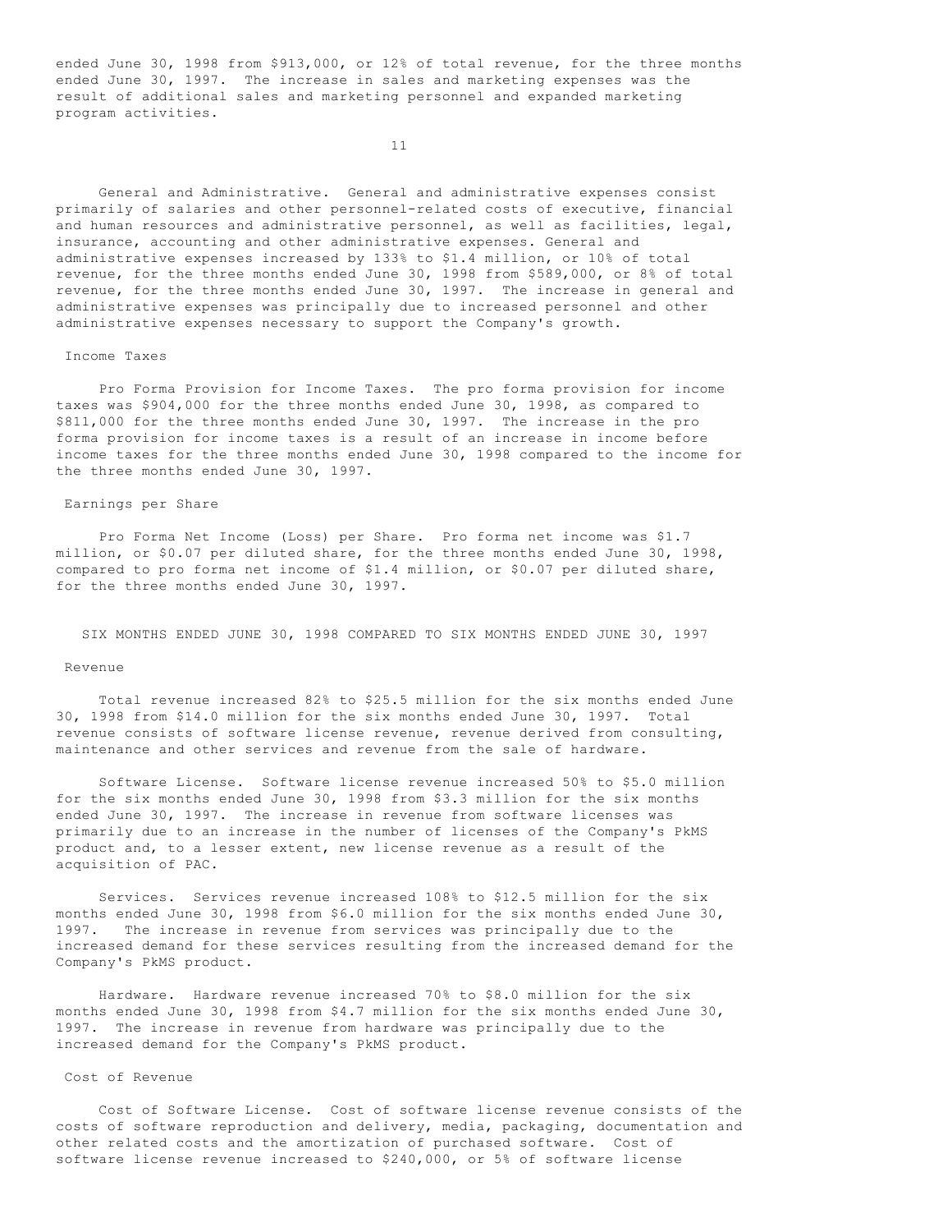ended June 30, 1998 from $913,000, or 12% of total revenue, for the three months ended June 30, 1997. The increase in sales and marketing expenses was the result of additional sales and marketing personnel and expanded marketing program activities.

General and Administrative. General and administrative expenses consist primarily of salaries and other personnel-related costs of executive, financial and human resources and administrative personnel, as well as facilities, legal, insurance, accounting and other administrative expenses. General and administrative expenses increased by 133% to $1.4 million, or 10% of total revenue, for the three months ended June 30, 1998 from $589,000, or 8% of total revenue, for the three months ended June 30, 1997. The increase in general and administrative expenses was principally due to increased personnel and other administrative expenses necessary to support the Company's growth.

### Income Taxes

Pro Forma Provision for Income Taxes. The pro forma provision for income taxes was $904,000 for the three months ended June 30, 1998, as compared to $811,000 for the three months ended June 30, 1997. The increase in the pro forma provision for income taxes is a result of an increase in income before income taxes for the three months ended June 30, 1998 compared to the income for the three months ended June 30, 1997.

### Earnings per Share

Pro Forma Net Income (Loss) per Share. Pro forma net income was $1.7 million, or $0.07 per diluted share, for the three months ended June 30, 1998, compared to pro forma net income of $1.4 million, or $0.07 per diluted share, for the three months ended June 30, 1997.

## SIX MONTHS ENDED JUNE 30, 1998 COMPARED TO SIX MONTHS ENDED JUNE 30, 1997

### Revenue

Total revenue increased 82% to $25.5 million for the six months ended June 30, 1998 from $14.0 million for the six months ended June 30, 1997. Total revenue consists of software license revenue, revenue derived from consulting, maintenance and other services and revenue from the sale of hardware.

Software License. Software license revenue increased 50% to $5.0 million for the six months ended June 30, 1998 from $3.3 million for the six months ended June 30, 1997. The increase in revenue from software licenses was primarily due to an increase in the number of licenses of the Company's PkMS product and, to a lesser extent, new license revenue as a result of the acquisition of PAC.

Services. Services revenue increased 108% to $12.5 million for the six months ended June 30, 1998 from $6.0 million for the six months ended June 30, 1997. The increase in revenue from services was principally due to the increased demand for these services resulting from the increased demand for the Company's PkMS product.

Hardware. Hardware revenue increased 70% to $8.0 million for the six months ended June 30, 1998 from $4.7 million for the six months ended June 30, 1997. The increase in revenue from hardware was principally due to the increased demand for the Company's PkMS product.

### Cost of Revenue

Cost of Software License. Cost of software license revenue consists of the costs of software reproduction and delivery, media, packaging, documentation and other related costs and the amortization of purchased software. Cost of software license revenue increased to $240,000, or 5% of software license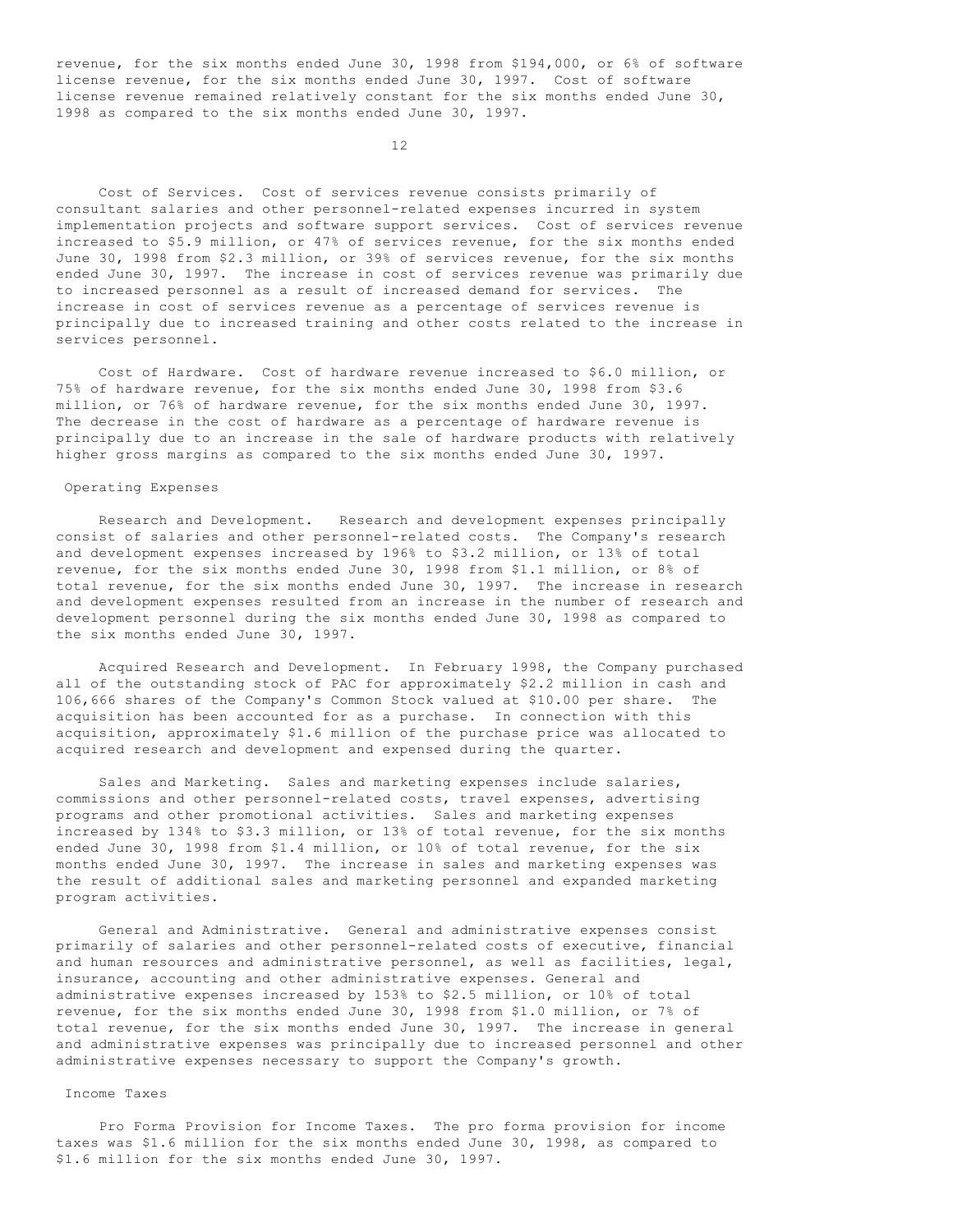revenue, for the six months ended June 30, 1998 from $194,000, or 6% of software license revenue, for the six months ended June 30, 1997. Cost of software license revenue remained relatively constant for the six months ended June 30, 1998 as compared to the six months ended June 30, 1997.

Cost of Services. Cost of services revenue consists primarily of consultant salaries and other personnel-related expenses incurred in system implementation projects and software support services. Cost of services revenue increased to $5.9 million, or 47% of services revenue, for the six months ended June 30, 1998 from $2.3 million, or 39% of services revenue, for the six months ended June 30, 1997. The increase in cost of services revenue was primarily due to increased personnel as a result of increased demand for services. The increase in cost of services revenue as a percentage of services revenue is principally due to increased training and other costs related to the increase in services personnel.

Cost of Hardware. Cost of hardware revenue increased to $6.0 million, or 75% of hardware revenue, for the six months ended June 30, 1998 from $3.6 million, or 76% of hardware revenue, for the six months ended June 30, 1997. The decrease in the cost of hardware as a percentage of hardware revenue is principally due to an increase in the sale of hardware products with relatively higher gross margins as compared to the six months ended June 30, 1997.

### Operating Expenses

Research and Development. Research and development expenses principally consist of salaries and other personnel-related costs. The Company's research and development expenses increased by 196% to $3.2 million, or 13% of total revenue, for the six months ended June 30, 1998 from $1.1 million, or 8% of total revenue, for the six months ended June 30, 1997. The increase in research and development expenses resulted from an increase in the number of research and development personnel during the six months ended June 30, 1998 as compared to the six months ended June 30, 1997.

Acquired Research and Development. In February 1998, the Company purchased all of the outstanding stock of PAC for approximately $2.2 million in cash and 106,666 shares of the Company's Common Stock valued at $10.00 per share. The acquisition has been accounted for as a purchase. In connection with this acquisition, approximately $1.6 million of the purchase price was allocated to acquired research and development and expensed during the quarter.

Sales and Marketing. Sales and marketing expenses include salaries, commissions and other personnel-related costs, travel expenses, advertising programs and other promotional activities. Sales and marketing expenses increased by 134% to $3.3 million, or 13% of total revenue, for the six months ended June 30, 1998 from $1.4 million, or 10% of total revenue, for the six months ended June 30, 1997. The increase in sales and marketing expenses was the result of additional sales and marketing personnel and expanded marketing program activities.

General and Administrative. General and administrative expenses consist primarily of salaries and other personnel-related costs of executive, financial and human resources and administrative personnel, as well as facilities, legal, insurance, accounting and other administrative expenses. General and administrative expenses increased by 153% to $2.5 million, or 10% of total revenue, for the six months ended June 30, 1998 from $1.0 million, or 7% of total revenue, for the six months ended June 30, 1997. The increase in general and administrative expenses was principally due to increased personnel and other administrative expenses necessary to support the Company's growth.

### Income Taxes

Pro Forma Provision for Income Taxes. The pro forma provision for income taxes was $1.6 million for the six months ended June 30, 1998, as compared to $1.6 million for the six months ended June 30, 1997.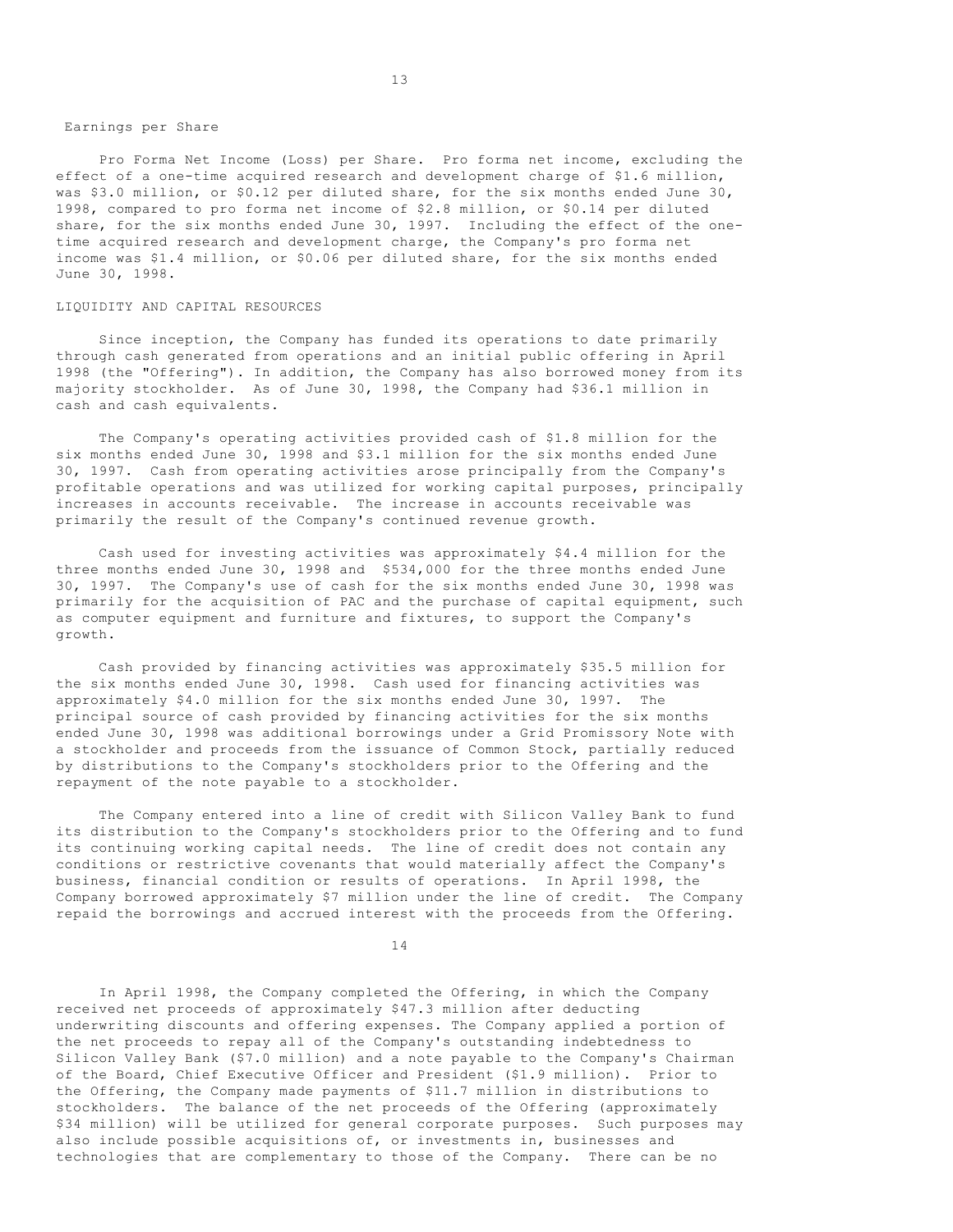### Earnings per Share

Pro Forma Net Income (Loss) per Share. Pro forma net income, excluding the effect of a one-time acquired research and development charge of $1.6 million, was $3.0 million, or $0.12 per diluted share, for the six months ended June 30, 1998, compared to pro forma net income of $2.8 million, or $0.14 per diluted share, for the six months ended June 30, 1997. Including the effect of the one-time acquired research and development charge, the Company's pro forma net income was $1.4 million, or $0.06 per diluted share, for the six months ended June 30, 1998.

## LIQUIDITY AND CAPITAL RESOURCES

Since inception, the Company has funded its operations to date primarily through cash generated from operations and an initial public offering in April 1998 (the "Offering"). In addition, the Company has also borrowed money from its majority stockholder. As of June 30, 1998, the Company had $36.1 million in cash and cash equivalents.

The Company's operating activities provided cash of $1.8 million for the six months ended June 30, 1998 and $3.1 million for the six months ended June 30, 1997. Cash from operating activities arose principally from the Company's profitable operations and was utilized for working capital purposes, principally increases in accounts receivable. The increase in accounts receivable was primarily the result of the Company's continued revenue growth.

Cash used for investing activities was approximately $4.4 million for the three months ended June 30, 1998 and $534,000 for the three months ended June 30, 1997. The Company's use of cash for the six months ended June 30, 1998 was primarily for the acquisition of PAC and the purchase of capital equipment, such as computer equipment and furniture and fixtures, to support the Company's growth.

Cash provided by financing activities was approximately $35.5 million for the six months ended June 30, 1998. Cash used for financing activities was approximately $4.0 million for the six months ended June 30, 1997. The principal source of cash provided by financing activities for the six months ended June 30, 1998 was additional borrowings under a Grid Promissory Note with a stockholder and proceeds from the issuance of Common Stock, partially reduced by distributions to the Company's stockholders prior to the Offering and the repayment of the note payable to a stockholder.

The Company entered into a line of credit with Silicon Valley Bank to fund its distribution to the Company's stockholders prior to the Offering and to fund its continuing working capital needs. The line of credit does not contain any conditions or restrictive covenants that would materially affect the Company's business, financial condition or results of operations. In April 1998, the Company borrowed approximately $7 million under the line of credit. The Company repaid the borrowings and accrued interest with the proceeds from the Offering.

In April 1998, the Company completed the Offering, in which the Company received net proceeds of approximately $47.3 million after deducting underwriting discounts and offering expenses. The Company applied a portion of the net proceeds to repay all of the Company's outstanding indebtedness to Silicon Valley Bank ($7.0 million) and a note payable to the Company's Chairman of the Board, Chief Executive Officer and President ($1.9 million). Prior to the Offering, the Company made payments of $11.7 million in distributions to stockholders. The balance of the net proceeds of the Offering (approximately $34 million) will be utilized for general corporate purposes. Such purposes may also include possible acquisitions of, or investments in, businesses and technologies that are complementary to those of the Company. There can be no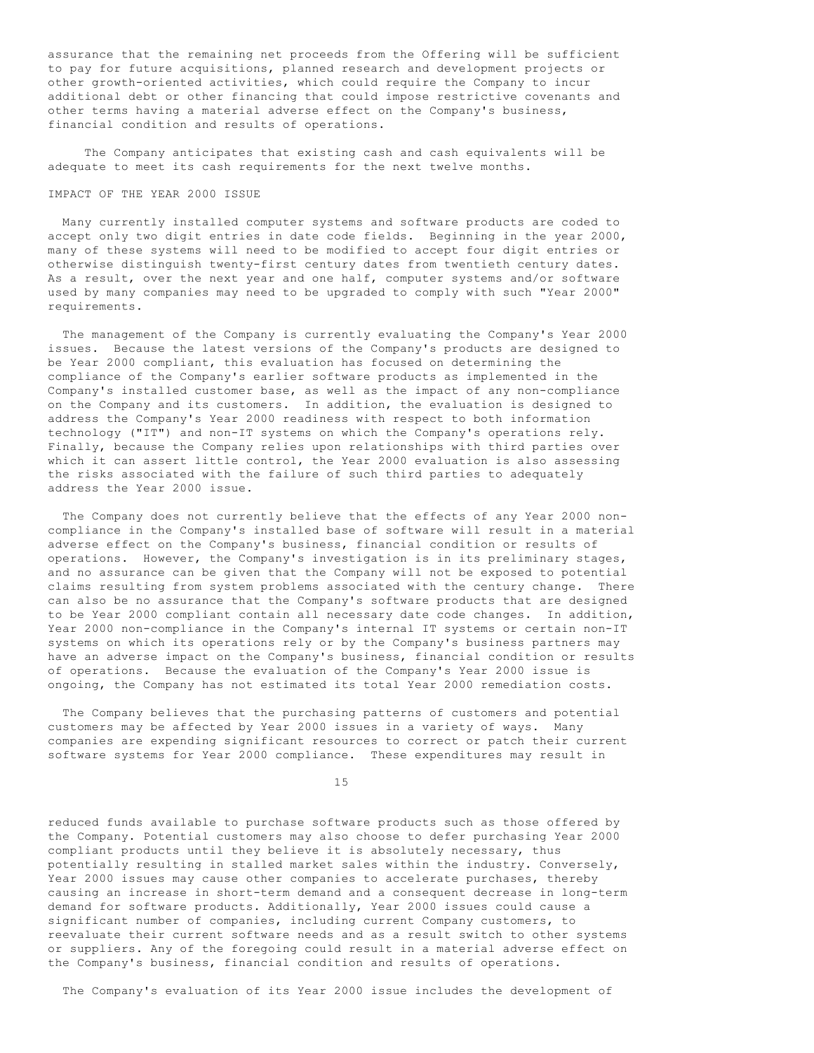assurance that the remaining net proceeds from the Offering will be sufficient to pay for future acquisitions, planned research and development projects or other growth-oriented activities, which could require the Company to incur additional debt or other financing that could impose restrictive covenants and other terms having a material adverse effect on the Company's business, financial condition and results of operations.

The Company anticipates that existing cash and cash equivalents will be adequate to meet its cash requirements for the next twelve months.

## IMPACT OF THE YEAR 2000 ISSUE

Many currently installed computer systems and software products are coded to accept only two digit entries in date code fields. Beginning in the year 2000, many of these systems will need to be modified to accept four digit entries or otherwise distinguish twenty-first century dates from twentieth century dates. As a result, over the next year and one half, computer systems and/or software used by many companies may need to be upgraded to comply with such "Year 2000" requirements.

The management of the Company is currently evaluating the Company's Year 2000 issues. Because the latest versions of the Company's products are designed to be Year 2000 compliant, this evaluation has focused on determining the compliance of the Company's earlier software products as implemented in the Company's installed customer base, as well as the impact of any non-compliance on the Company and its customers. In addition, the evaluation is designed to address the Company's Year 2000 readiness with respect to both information technology ("IT") and non-IT systems on which the Company's operations rely. Finally, because the Company relies upon relationships with third parties over which it can assert little control, the Year 2000 evaluation is also assessing the risks associated with the failure of such third parties to adequately address the Year 2000 issue.

The Company does not currently believe that the effects of any Year 2000 non-compliance in the Company's installed base of software will result in a material adverse effect on the Company's business, financial condition or results of operations. However, the Company's investigation is in its preliminary stages, and no assurance can be given that the Company will not be exposed to potential claims resulting from system problems associated with the century change. There can also be no assurance that the Company's software products that are designed to be Year 2000 compliant contain all necessary date code changes. In addition, Year 2000 non-compliance in the Company's internal IT systems or certain non-IT systems on which its operations rely or by the Company's business partners may have an adverse impact on the Company's business, financial condition or results of operations. Because the evaluation of the Company's Year 2000 issue is ongoing, the Company has not estimated its total Year 2000 remediation costs.

The Company believes that the purchasing patterns of customers and potential customers may be affected by Year 2000 issues in a variety of ways. Many companies are expending significant resources to correct or patch their current software systems for Year 2000 compliance. These expenditures may result in reduced funds available to purchase software products such as those offered by the Company. Potential customers may also choose to defer purchasing Year 2000 compliant products until they believe it is absolutely necessary, thus potentially resulting in stalled market sales within the industry. Conversely, Year 2000 issues may cause other companies to accelerate purchases, thereby causing an increase in short-term demand and a consequent decrease in long-term demand for software products. Additionally, Year 2000 issues could cause a significant number of companies, including current Company customers, to reevaluate their current software needs and as a result switch to other systems or suppliers. Any of the foregoing could result in a material adverse effect on the Company's business, financial condition and results of operations.

The Company's evaluation of its Year 2000 issue includes the development of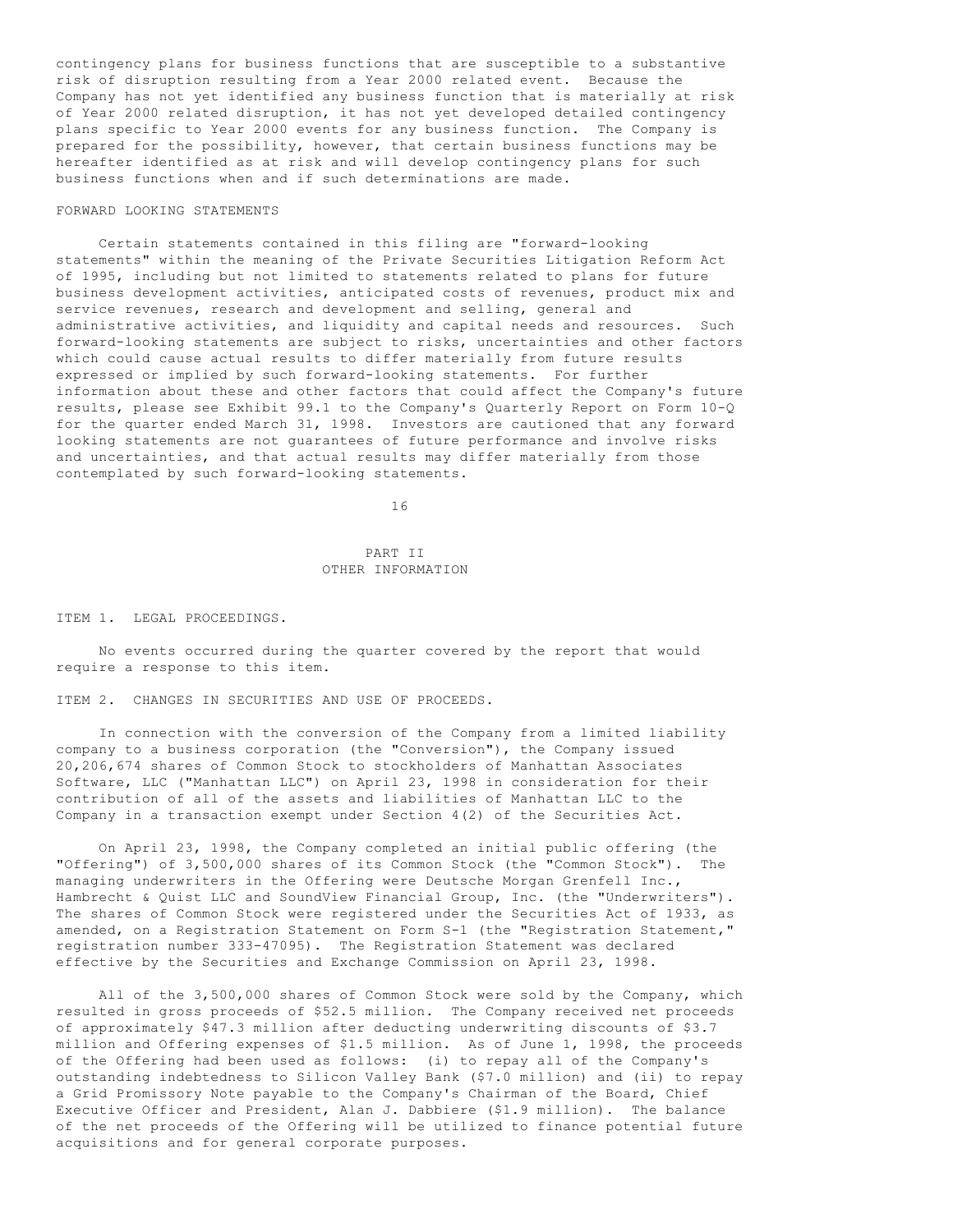contingency plans for business functions that are susceptible to a substantive risk of disruption resulting from a Year 2000 related event. Because the Company has not yet identified any business function that is materially at risk of Year 2000 related disruption, it has not yet developed detailed contingency plans specific to Year 2000 events for any business function. The Company is prepared for the possibility, however, that certain business functions may be hereafter identified as at risk and will develop contingency plans for such business functions when and if such determinations are made.

FORWARD LOOKING STATEMENTS

Certain statements contained in this filing are "forward-looking statements" within the meaning of the Private Securities Litigation Reform Act of 1995, including but not limited to statements related to plans for future business development activities, anticipated costs of revenues, product mix and service revenues, research and development and selling, general and administrative activities, and liquidity and capital needs and resources. Such forward-looking statements are subject to risks, uncertainties and other factors which could cause actual results to differ materially from future results expressed or implied by such forward-looking statements. For further information about these and other factors that could affect the Company's future results, please see Exhibit 99.1 to the Company's Quarterly Report on Form 10-Q for the quarter ended March 31, 1998. Investors are cautioned that any forward looking statements are not guarantees of future performance and involve risks and uncertainties, and that actual results may differ materially from those contemplated by such forward-looking statements.

# PART II
## OTHER INFORMATION

ITEM 1. LEGAL PROCEEDINGS.

No events occurred during the quarter covered by the report that would require a response to this item.

ITEM 2. CHANGES IN SECURITIES AND USE OF PROCEEDS.

In connection with the conversion of the Company from a limited liability company to a business corporation (the "Conversion"), the Company issued 20,206,674 shares of Common Stock to stockholders of Manhattan Associates Software, LLC ("Manhattan LLC") on April 23, 1998 in consideration for their contribution of all of the assets and liabilities of Manhattan LLC to the Company in a transaction exempt under Section 4(2) of the Securities Act.

On April 23, 1998, the Company completed an initial public offering (the "Offering") of 3,500,000 shares of its Common Stock (the "Common Stock"). The managing underwriters in the Offering were Deutsche Morgan Grenfell Inc., Hambrecht & Quist LLC and SoundView Financial Group, Inc. (the "Underwriters"). The shares of Common Stock were registered under the Securities Act of 1933, as amended, on a Registration Statement on Form S-1 (the "Registration Statement," registration number 333-47095). The Registration Statement was declared effective by the Securities and Exchange Commission on April 23, 1998.

All of the 3,500,000 shares of Common Stock were sold by the Company, which resulted in gross proceeds of $52.5 million. The Company received net proceeds of approximately $47.3 million after deducting underwriting discounts of $3.7 million and Offering expenses of $1.5 million. As of June 1, 1998, the proceeds of the Offering had been used as follows: (i) to repay all of the Company's outstanding indebtedness to Silicon Valley Bank ($7.0 million) and (ii) to repay a Grid Promissory Note payable to the Company's Chairman of the Board, Chief Executive Officer and President, Alan J. Dabbiere ($1.9 million). The balance of the net proceeds of the Offering will be utilized to finance potential future acquisitions and for general corporate purposes.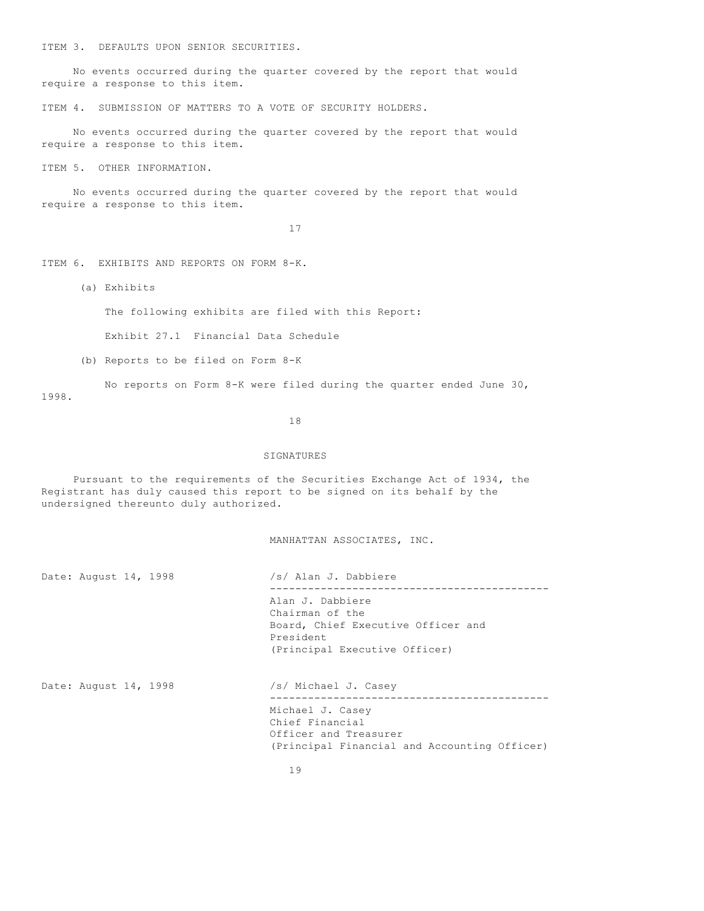## ITEM 3. DEFAULTS UPON SENIOR SECURITIES.

No events occurred during the quarter covered by the report that would require a response to this item.

## ITEM 4. SUBMISSION OF MATTERS TO A VOTE OF SECURITY HOLDERS.

No events occurred during the quarter covered by the report that would require a response to this item.

## ITEM 5. OTHER INFORMATION.

No events occurred during the quarter covered by the report that would require a response to this item.

## ITEM 6. EXHIBITS AND REPORTS ON FORM 8-K.

(a) Exhibits

The following exhibits are filed with this Report:

Exhibit 27.1 Financial Data Schedule

(b) Reports to be filed on Form 8-K

No reports on Form 8-K were filed during the quarter ended June 30, 1998.

## SIGNATURES

Pursuant to the requirements of the Securities Exchange Act of 1934, the Registrant has duly caused this report to be signed on its behalf by the undersigned thereunto duly authorized.

MANHATTAN ASSOCIATES, INC.

Date: August 14, 1998

/s/ Alan J. Dabbiere

Alan J. Dabbiere
Chairman of the Board, Chief Executive Officer and President
(Principal Executive Officer)

Date: August 14, 1998

/s/ Michael J. Casey

Michael J. Casey
Chief Financial Officer and Treasurer
(Principal Financial and Accounting Officer)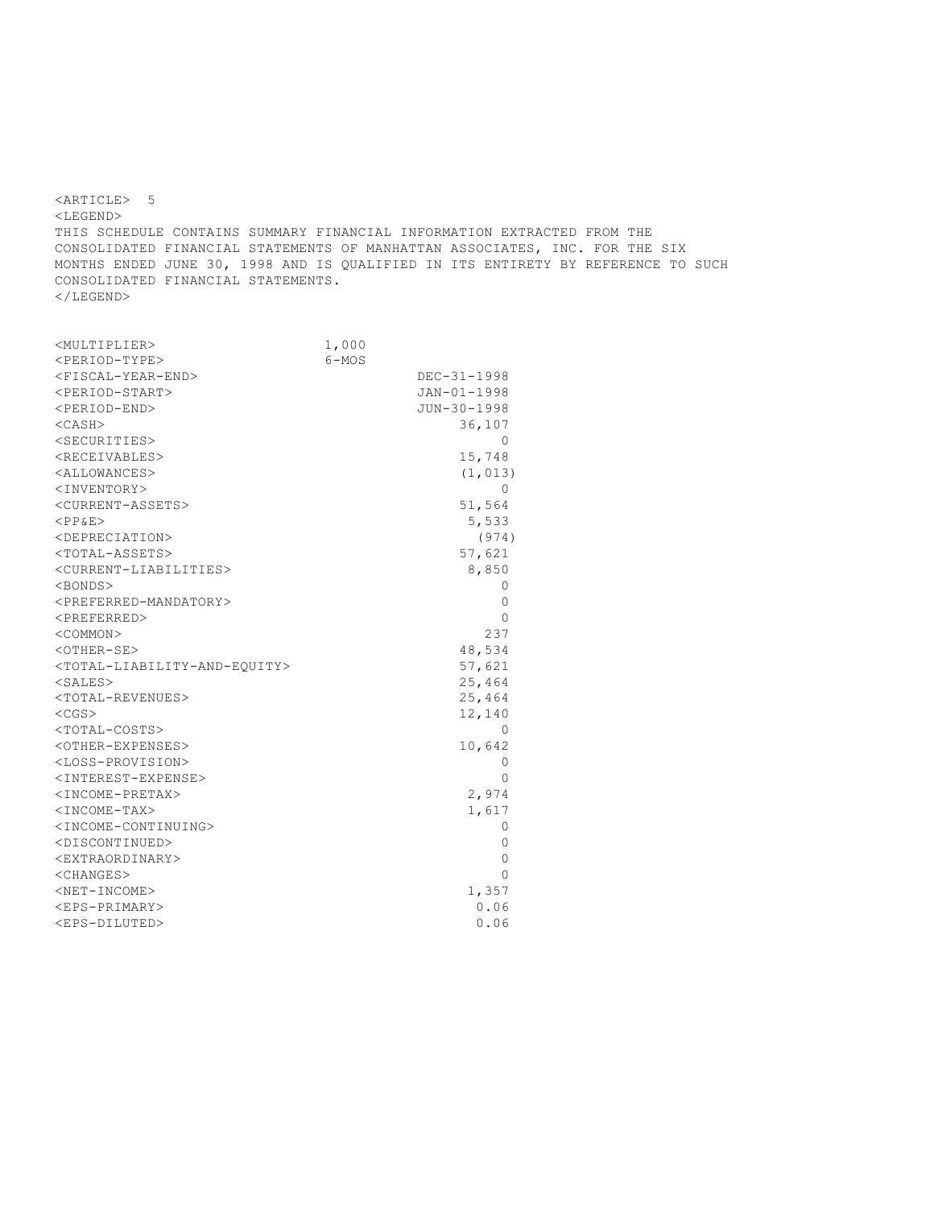```
<ARTICLE>  5
<LEGEND>
THIS SCHEDULE CONTAINS SUMMARY FINANCIAL INFORMATION EXTRACTED FROM THE
CONSOLIDATED FINANCIAL STATEMENTS OF MANHATTAN ASSOCIATES, INC. FOR THE SIX
MONTHS ENDED JUNE 30, 1998 AND IS QUALIFIED IN ITS ENTIRETY BY REFERENCE TO SUCH
CONSOLIDATED FINANCIAL STATEMENTS.
</LEGEND>


<MULTIPLIER>                    1,000
<PERIOD-TYPE>                   6-MOS
<FISCAL-YEAR-END>                         DEC-31-1998
<PERIOD-START>                            JAN-01-1998
<PERIOD-END>                              JUN-30-1998
<CASH>                                         36,107
<SECURITIES>                                        0
<RECEIVABLES>                                  15,748
<ALLOWANCES>                                  (1,013)
<INVENTORY>                                         0
<CURRENT-ASSETS>                               51,564
<PP&E>                                          5,533
<DEPRECIATION>                                  (974)
<TOTAL-ASSETS>                                 57,621
<CURRENT-LIABILITIES>                           8,850
<BONDS>                                             0
<PREFERRED-MANDATORY>                               0
<PREFERRED>                                         0
<COMMON>                                          237
<OTHER-SE>                                     48,534
<TOTAL-LIABILITY-AND-EQUITY>                   57,621
<SALES>                                        25,464
<TOTAL-REVENUES>                               25,464
<CGS>                                          12,140
<TOTAL-COSTS>                                       0
<OTHER-EXPENSES>                               10,642
<LOSS-PROVISION>                                    0
<INTEREST-EXPENSE>                                  0
<INCOME-PRETAX>                                 2,974
<INCOME-TAX>                                    1,617
<INCOME-CONTINUING>                                 0
<DISCONTINUED>                                      0
<EXTRAORDINARY>                                     0
<CHANGES>                                           0
<NET-INCOME>                                    1,357
<EPS-PRIMARY>                                    0.06
<EPS-DILUTED>                                    0.06
```